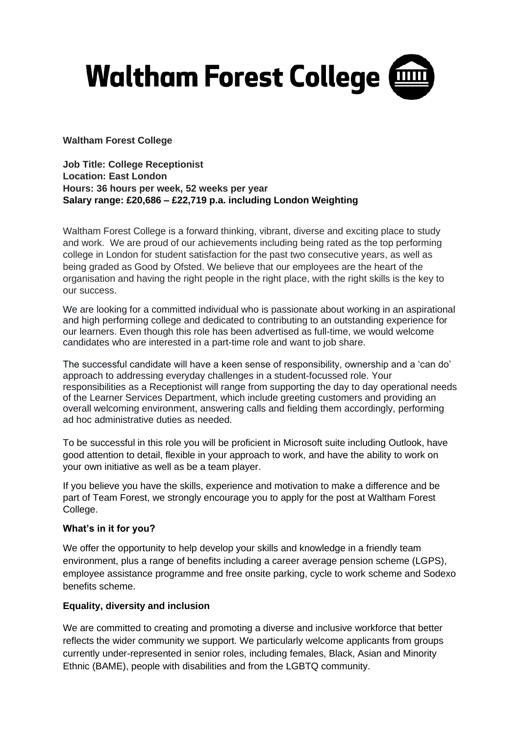# Waltham Forest College

**Waltham Forest College**

**Job Title: College Receptionist**
**Location: East London**
**Hours: 36 hours per week, 52 weeks per year**
**Salary range: £20,686 – £22,719 p.a. including London Weighting**

Waltham Forest College is a forward thinking, vibrant, diverse and exciting place to study and work. We are proud of our achievements including being rated as the top performing college in London for student satisfaction for the past two consecutive years, as well as being graded as Good by Ofsted. We believe that our employees are the heart of the organisation and having the right people in the right place, with the right skills is the key to our success.

We are looking for a committed individual who is passionate about working in an aspirational and high performing college and dedicated to contributing to an outstanding experience for our learners. Even though this role has been advertised as full-time, we would welcome candidates who are interested in a part-time role and want to job share.

The successful candidate will have a keen sense of responsibility, ownership and a 'can do' approach to addressing everyday challenges in a student-focussed role. Your responsibilities as a Receptionist will range from supporting the day to day operational needs of the Learner Services Department, which include greeting customers and providing an overall welcoming environment, answering calls and fielding them accordingly, performing ad hoc administrative duties as needed.

To be successful in this role you will be proficient in Microsoft suite including Outlook, have good attention to detail, flexible in your approach to work, and have the ability to work on your own initiative as well as be a team player.

If you believe you have the skills, experience and motivation to make a difference and be part of Team Forest, we strongly encourage you to apply for the post at Waltham Forest College.

**What's in it for you?**

We offer the opportunity to help develop your skills and knowledge in a friendly team environment, plus a range of benefits including a career average pension scheme (LGPS), employee assistance programme and free onsite parking, cycle to work scheme and Sodexo benefits scheme.

**Equality, diversity and inclusion**

We are committed to creating and promoting a diverse and inclusive workforce that better reflects the wider community we support. We particularly welcome applicants from groups currently under-represented in senior roles, including females, Black, Asian and Minority Ethnic (BAME), people with disabilities and from the LGBTQ community.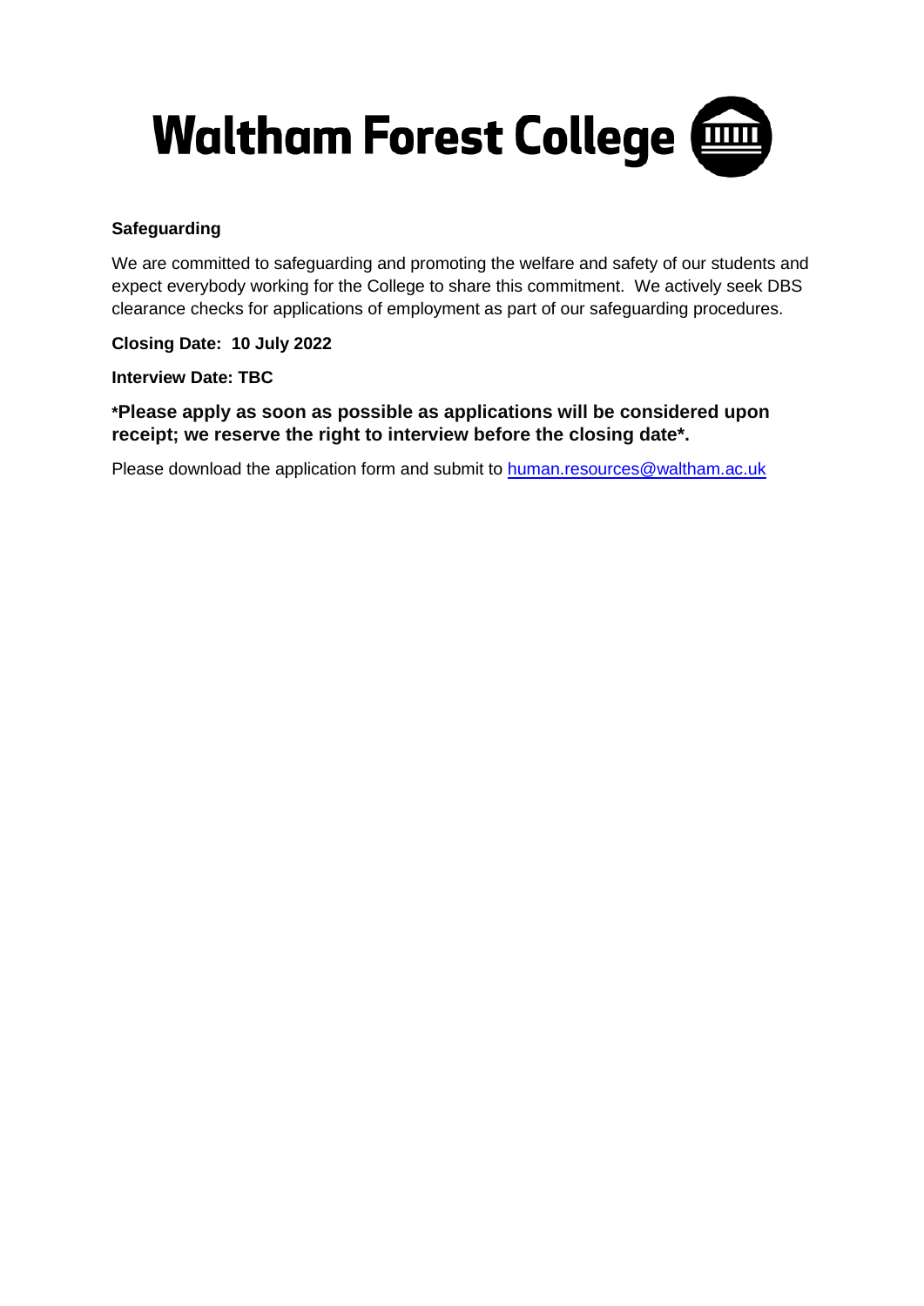# Waltham Forest College

**Safeguarding**

We are committed to safeguarding and promoting the welfare and safety of our students and expect everybody working for the College to share this commitment. We actively seek DBS clearance checks for applications of employment as part of our safeguarding procedures.

**Closing Date: 10 July 2022**

**Interview Date: TBC**

**\*Please apply as soon as possible as applications will be considered upon receipt; we reserve the right to interview before the closing date\*.**

Please download the application form and submit to human.resources@waltham.ac.uk